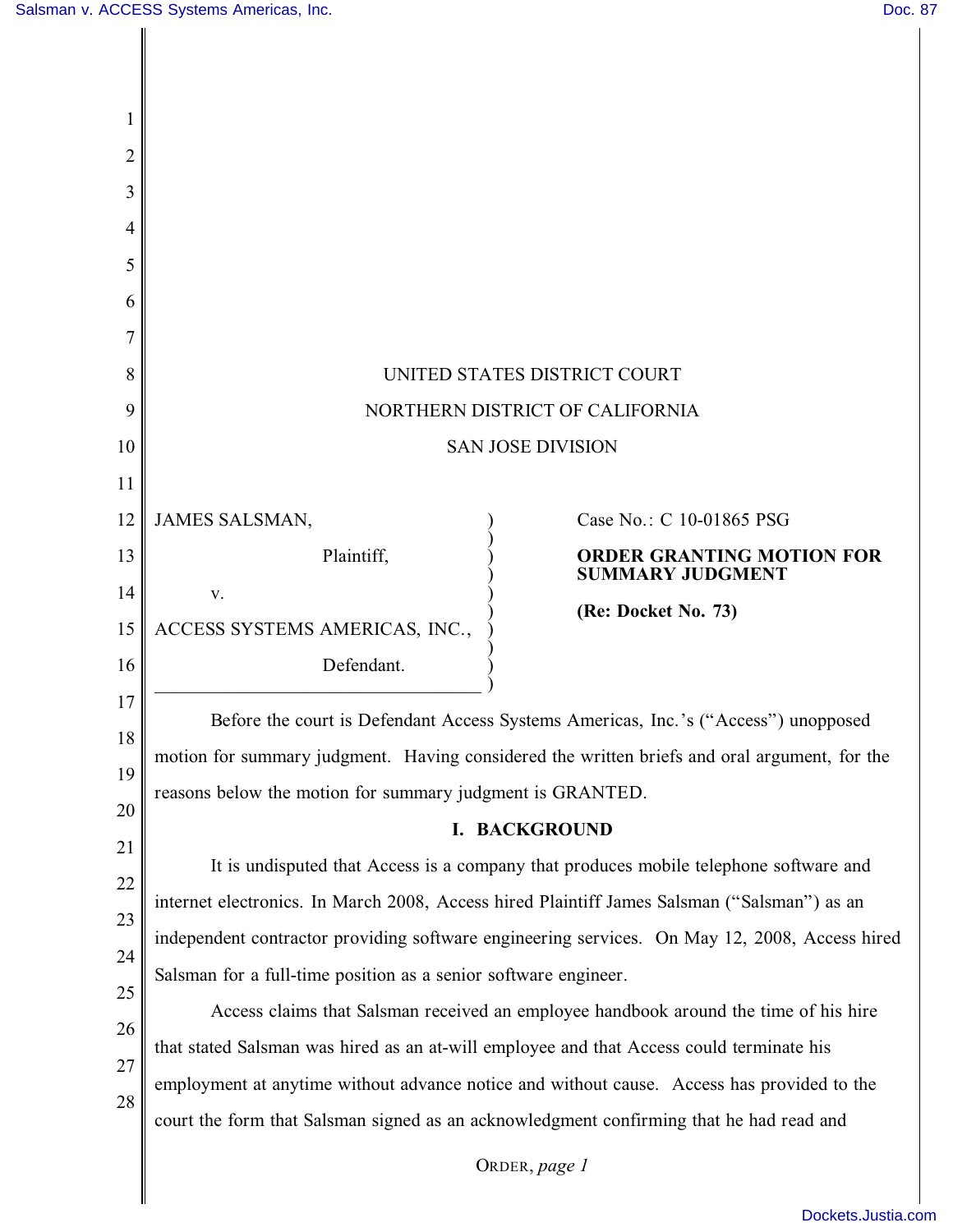UNITED STATES DISTRICT COURT

NORTHERN DISTRICT OF CALIFORNIA

SAN JOSE DIVISION

| | |
|---|---|
| JAMES SALSMAN,<br><br>Plaintiff,<br><br>v.<br><br>ACCESS SYSTEMS AMERICAS, INC.,<br><br>Defendant. | Case No.: C 10-01865 PSG<br><br>**ORDER GRANTING MOTION FOR SUMMARY JUDGMENT**<br><br>**(Re: Docket No. 73)** |

Before the court is Defendant Access Systems Americas, Inc.'s ("Access") unopposed motion for summary judgment. Having considered the written briefs and oral argument, for the reasons below the motion for summary judgment is GRANTED.

## I. BACKGROUND

It is undisputed that Access is a company that produces mobile telephone software and internet electronics. In March 2008, Access hired Plaintiff James Salsman ("Salsman") as an independent contractor providing software engineering services. On May 12, 2008, Access hired Salsman for a full-time position as a senior software engineer.

Access claims that Salsman received an employee handbook around the time of his hire that stated Salsman was hired as an at-will employee and that Access could terminate his employment at anytime without advance notice and without cause. Access has provided to the court the form that Salsman signed as an acknowledgment confirming that he had read and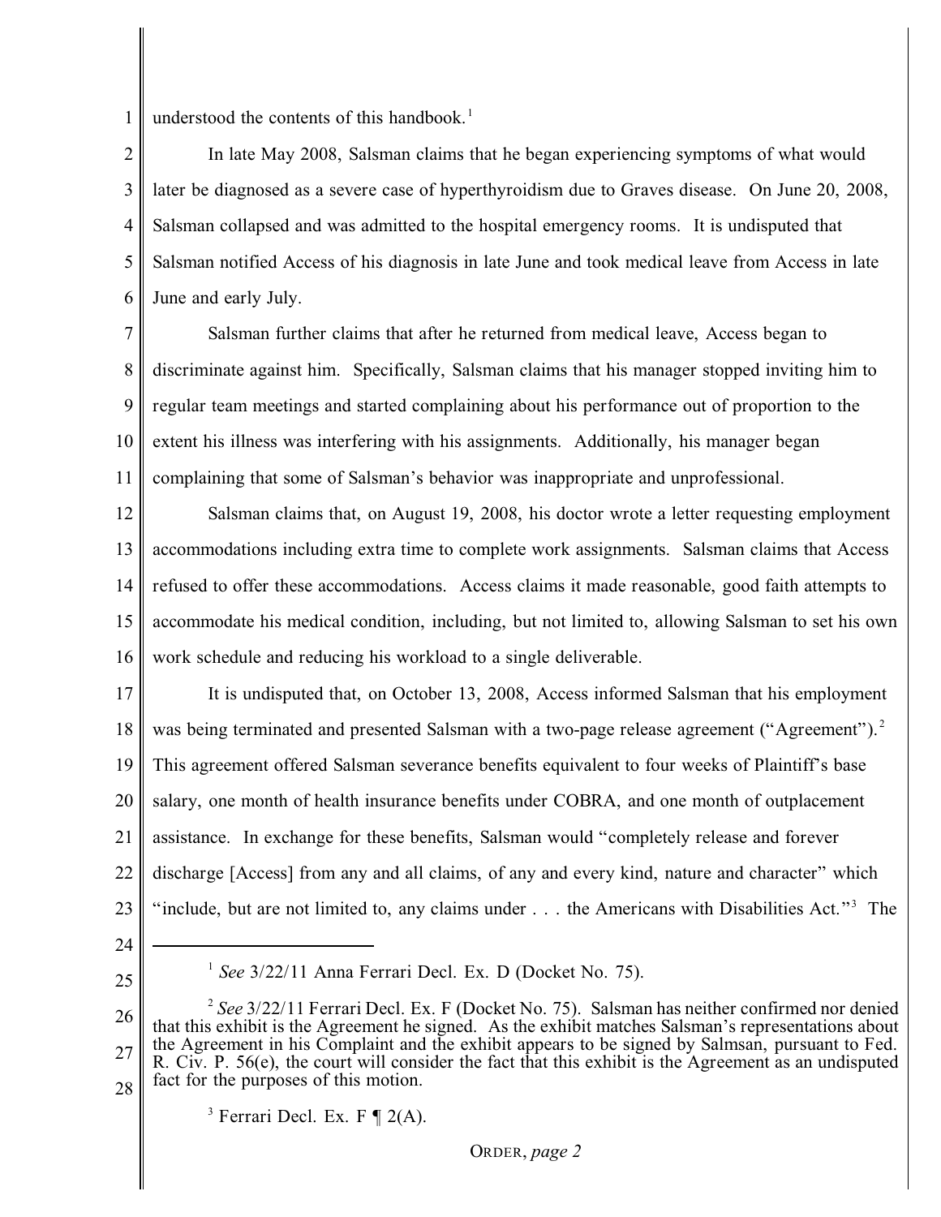understood the contents of this handbook.[1]

In late May 2008, Salsman claims that he began experiencing symptoms of what would later be diagnosed as a severe case of hyperthyroidism due to Graves disease. On June 20, 2008, Salsman collapsed and was admitted to the hospital emergency rooms. It is undisputed that Salsman notified Access of his diagnosis in late June and took medical leave from Access in late June and early July.

Salsman further claims that after he returned from medical leave, Access began to discriminate against him. Specifically, Salsman claims that his manager stopped inviting him to regular team meetings and started complaining about his performance out of proportion to the extent his illness was interfering with his assignments. Additionally, his manager began complaining that some of Salsman's behavior was inappropriate and unprofessional.

Salsman claims that, on August 19, 2008, his doctor wrote a letter requesting employment accommodations including extra time to complete work assignments. Salsman claims that Access refused to offer these accommodations. Access claims it made reasonable, good faith attempts to accommodate his medical condition, including, but not limited to, allowing Salsman to set his own work schedule and reducing his workload to a single deliverable.

It is undisputed that, on October 13, 2008, Access informed Salsman that his employment was being terminated and presented Salsman with a two-page release agreement ("Agreement").[2] This agreement offered Salsman severance benefits equivalent to four weeks of Plaintiff's base salary, one month of health insurance benefits under COBRA, and one month of outplacement assistance. In exchange for these benefits, Salsman would "completely release and forever discharge [Access] from any and all claims, of any and every kind, nature and character" which "include, but are not limited to, any claims under . . . the Americans with Disabilities Act."[3] The

---

[1] *See* 3/22/11 Anna Ferrari Decl. Ex. D (Docket No. 75).

[2] *See* 3/22/11 Ferrari Decl. Ex. F (Docket No. 75). Salsman has neither confirmed nor denied that this exhibit is the Agreement he signed. As the exhibit matches Salsman's representations about the Agreement in his Complaint and the exhibit appears to be signed by Salmsan, pursuant to Fed. R. Civ. P. 56(e), the court will consider the fact that this exhibit is the Agreement as an undisputed fact for the purposes of this motion.

[3] Ferrari Decl. Ex. F ¶ 2(A).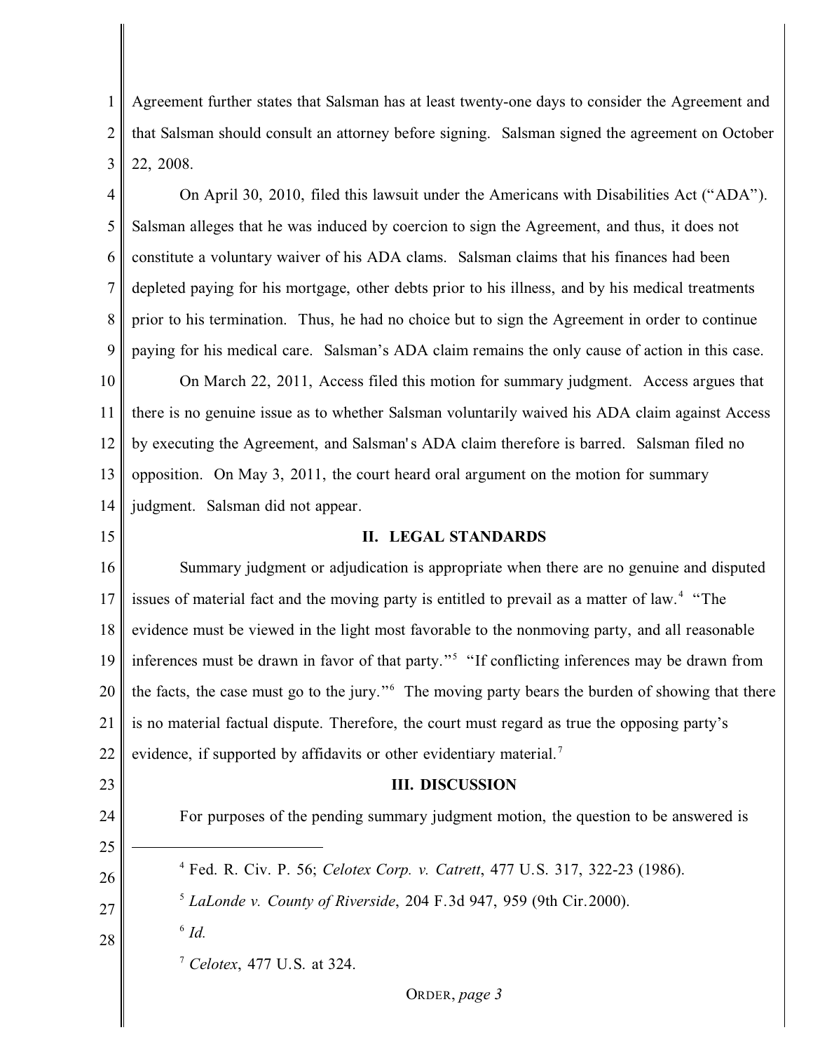Agreement further states that Salsman has at least twenty-one days to consider the Agreement and that Salsman should consult an attorney before signing. Salsman signed the agreement on October 22, 2008.

On April 30, 2010, filed this lawsuit under the Americans with Disabilities Act ("ADA"). Salsman alleges that he was induced by coercion to sign the Agreement, and thus, it does not constitute a voluntary waiver of his ADA clams. Salsman claims that his finances had been depleted paying for his mortgage, other debts prior to his illness, and by his medical treatments prior to his termination. Thus, he had no choice but to sign the Agreement in order to continue paying for his medical care. Salsman's ADA claim remains the only cause of action in this case.

On March 22, 2011, Access filed this motion for summary judgment. Access argues that there is no genuine issue as to whether Salsman voluntarily waived his ADA claim against Access by executing the Agreement, and Salsman's ADA claim therefore is barred. Salsman filed no opposition. On May 3, 2011, the court heard oral argument on the motion for summary judgment. Salsman did not appear.

## II. LEGAL STANDARDS

Summary judgment or adjudication is appropriate when there are no genuine and disputed issues of material fact and the moving party is entitled to prevail as a matter of law.[4] "The evidence must be viewed in the light most favorable to the nonmoving party, and all reasonable inferences must be drawn in favor of that party."[5] "If conflicting inferences may be drawn from the facts, the case must go to the jury."[6] The moving party bears the burden of showing that there is no material factual dispute. Therefore, the court must regard as true the opposing party's evidence, if supported by affidavits or other evidentiary material.[7]

## III. DISCUSSION

For purposes of the pending summary judgment motion, the question to be answered is

---

[4] Fed. R. Civ. P. 56; *Celotex Corp. v. Catrett*, 477 U.S. 317, 322-23 (1986).

[5] *LaLonde v. County of Riverside*, 204 F.3d 947, 959 (9th Cir.2000).

[6] *Id.*

[7] *Celotex*, 477 U.S. at 324.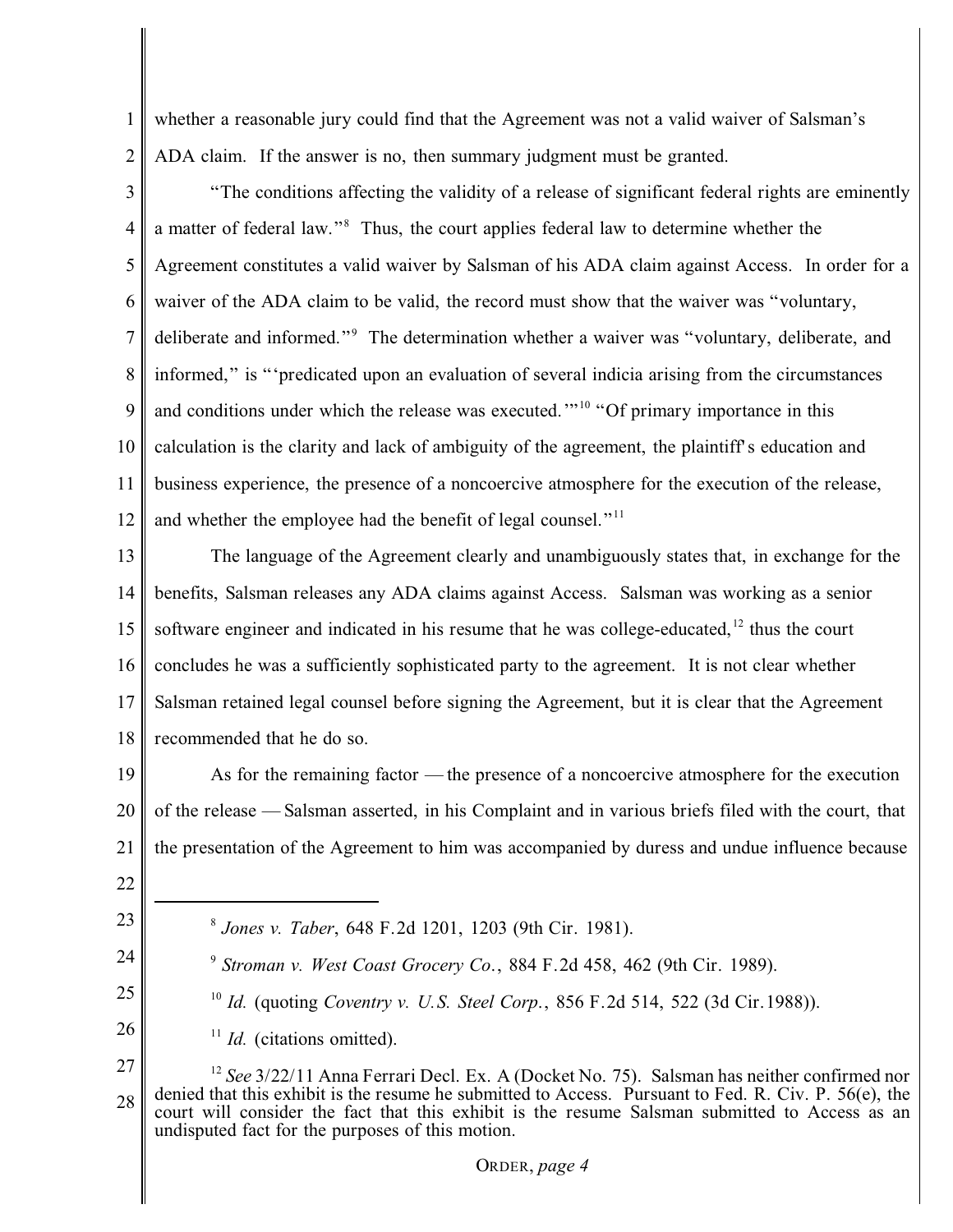whether a reasonable jury could find that the Agreement was not a valid waiver of Salsman's ADA claim. If the answer is no, then summary judgment must be granted.

"The conditions affecting the validity of a release of significant federal rights are eminently a matter of federal law."[8] Thus, the court applies federal law to determine whether the Agreement constitutes a valid waiver by Salsman of his ADA claim against Access. In order for a waiver of the ADA claim to be valid, the record must show that the waiver was "voluntary, deliberate and informed."[9] The determination whether a waiver was "voluntary, deliberate, and informed," is "'predicated upon an evaluation of several indicia arising from the circumstances and conditions under which the release was executed.'"[10] "Of primary importance in this calculation is the clarity and lack of ambiguity of the agreement, the plaintiff's education and business experience, the presence of a noncoercive atmosphere for the execution of the release, and whether the employee had the benefit of legal counsel."[11]

The language of the Agreement clearly and unambiguously states that, in exchange for the benefits, Salsman releases any ADA claims against Access. Salsman was working as a senior software engineer and indicated in his resume that he was college-educated,[12] thus the court concludes he was a sufficiently sophisticated party to the agreement. It is not clear whether Salsman retained legal counsel before signing the Agreement, but it is clear that the Agreement recommended that he do so.

As for the remaining factor — the presence of a noncoercive atmosphere for the execution of the release — Salsman asserted, in his Complaint and in various briefs filed with the court, that the presentation of the Agreement to him was accompanied by duress and undue influence because

---

[8] *Jones v. Taber*, 648 F.2d 1201, 1203 (9th Cir. 1981).

[9] *Stroman v. West Coast Grocery Co.*, 884 F.2d 458, 462 (9th Cir. 1989).

[10] *Id.* (quoting *Coventry v. U.S. Steel Corp.*, 856 F.2d 514, 522 (3d Cir.1988)).

[11] *Id.* (citations omitted).

[12] *See* 3/22/11 Anna Ferrari Decl. Ex. A (Docket No. 75). Salsman has neither confirmed nor denied that this exhibit is the resume he submitted to Access. Pursuant to Fed. R. Civ. P. 56(e), the court will consider the fact that this exhibit is the resume Salsman submitted to Access as an undisputed fact for the purposes of this motion.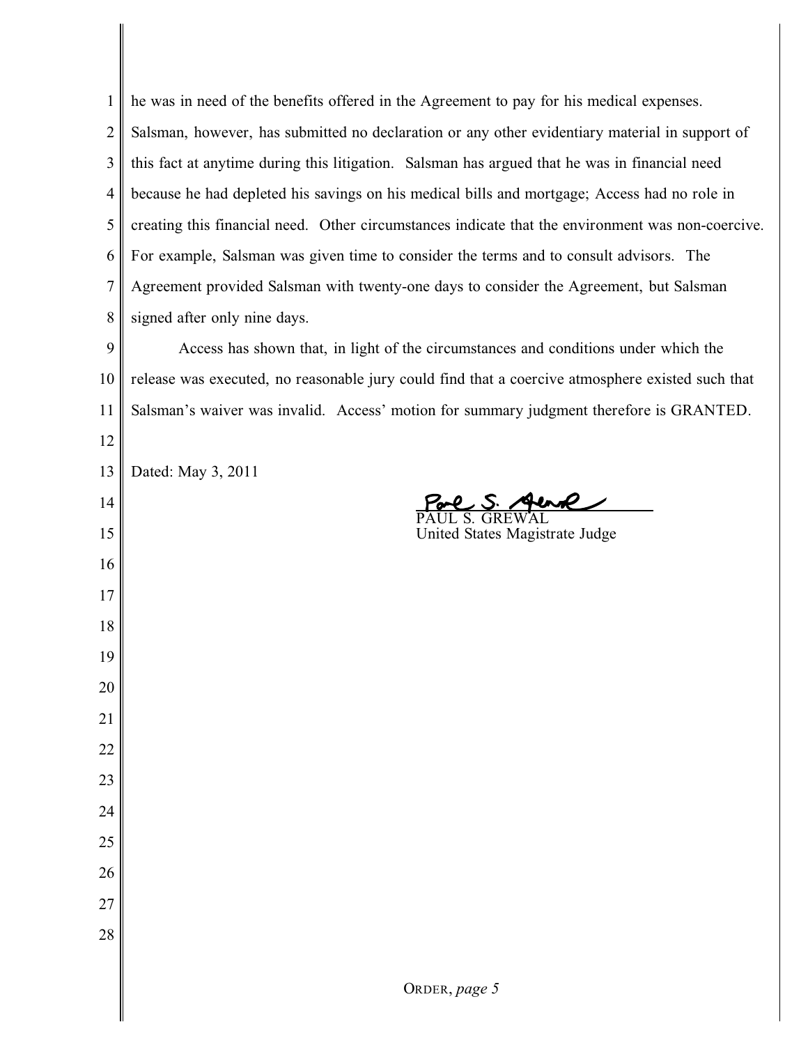he was in need of the benefits offered in the Agreement to pay for his medical expenses. Salsman, however, has submitted no declaration or any other evidentiary material in support of this fact at anytime during this litigation. Salsman has argued that he was in financial need because he had depleted his savings on his medical bills and mortgage; Access had no role in creating this financial need. Other circumstances indicate that the environment was non-coercive. For example, Salsman was given time to consider the terms and to consult advisors. The Agreement provided Salsman with twenty-one days to consider the Agreement, but Salsman signed after only nine days.

Access has shown that, in light of the circumstances and conditions under which the release was executed, no reasonable jury could find that a coercive atmosphere existed such that Salsman's waiver was invalid. Access' motion for summary judgment therefore is GRANTED.

Dated: May 3, 2011

PAUL S. GREWAL
United States Magistrate Judge

ORDER, *page 5*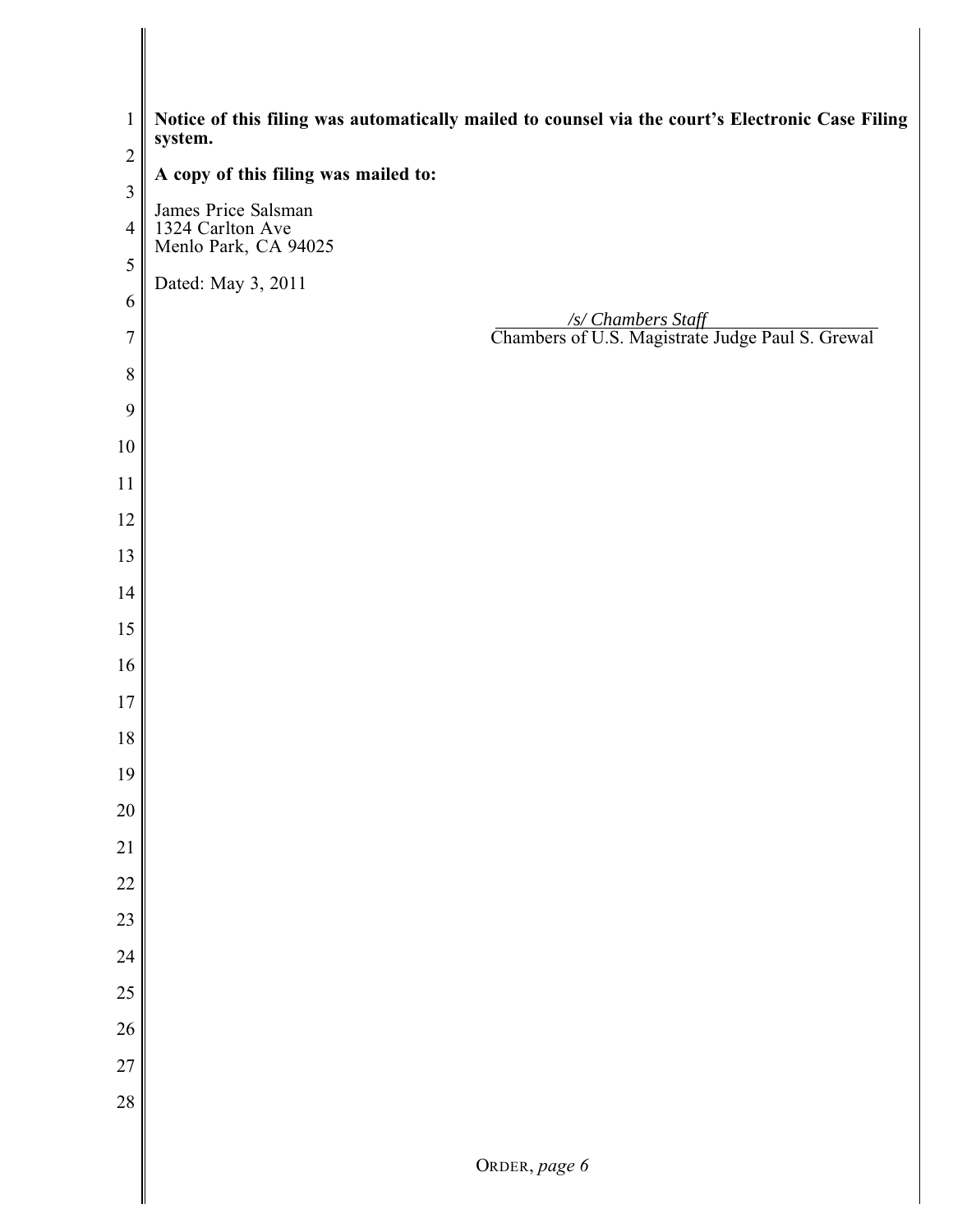**Notice of this filing was automatically mailed to counsel via the court's Electronic Case Filing system.**

**A copy of this filing was mailed to:**

James Price Salsman
1324 Carlton Ave
Menlo Park, CA 94025

Dated: May 3, 2011

*/s/ Chambers Staff*
Chambers of U.S. Magistrate Judge Paul S. Grewal